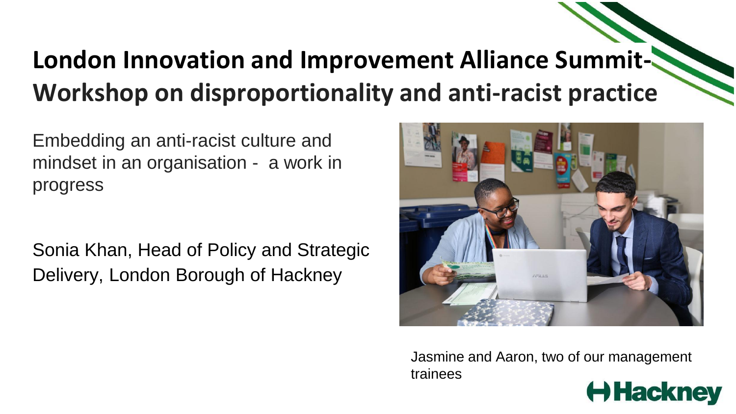# London Innovation and Improvement Alliance Summit- Workshop on disproportionality and anti-racist practice

Embedding an anti-racist culture and mindset in an organisation - a work in progress

Sonia Khan, Head of Policy and Strategic Delivery, London Borough of Hackney

Jasmine and Aaron, two of our management trainees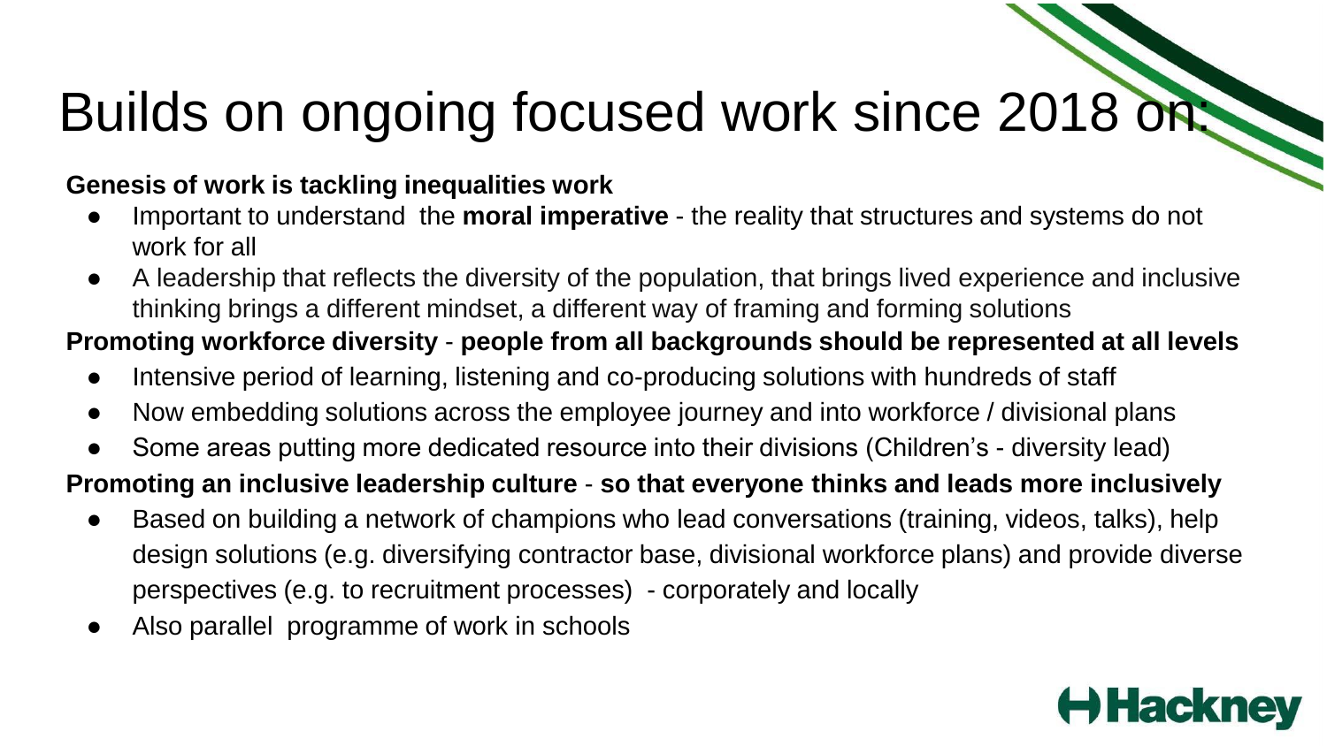# Builds on ongoing focused work since 2018 on:

**Genesis of work is tackling inequalities work**

- Important to understand the **moral imperative** - the reality that structures and systems do not work for all
- A leadership that reflects the diversity of the population, that brings lived experience and inclusive thinking brings a different mindset, a different way of framing and forming solutions

**Promoting workforce diversity** - **people from all backgrounds should be represented at all levels**

- Intensive period of learning, listening and co-producing solutions with hundreds of staff
- Now embedding solutions across the employee journey and into workforce / divisional plans
- Some areas putting more dedicated resource into their divisions (Children's - diversity lead)

**Promoting an inclusive leadership culture** - **so that everyone thinks and leads more inclusively**

- Based on building a network of champions who lead conversations (training, videos, talks), help design solutions (e.g. diversifying contractor base, divisional workforce plans) and provide diverse perspectives (e.g. to recruitment processes) - corporately and locally
- Also parallel programme of work in schools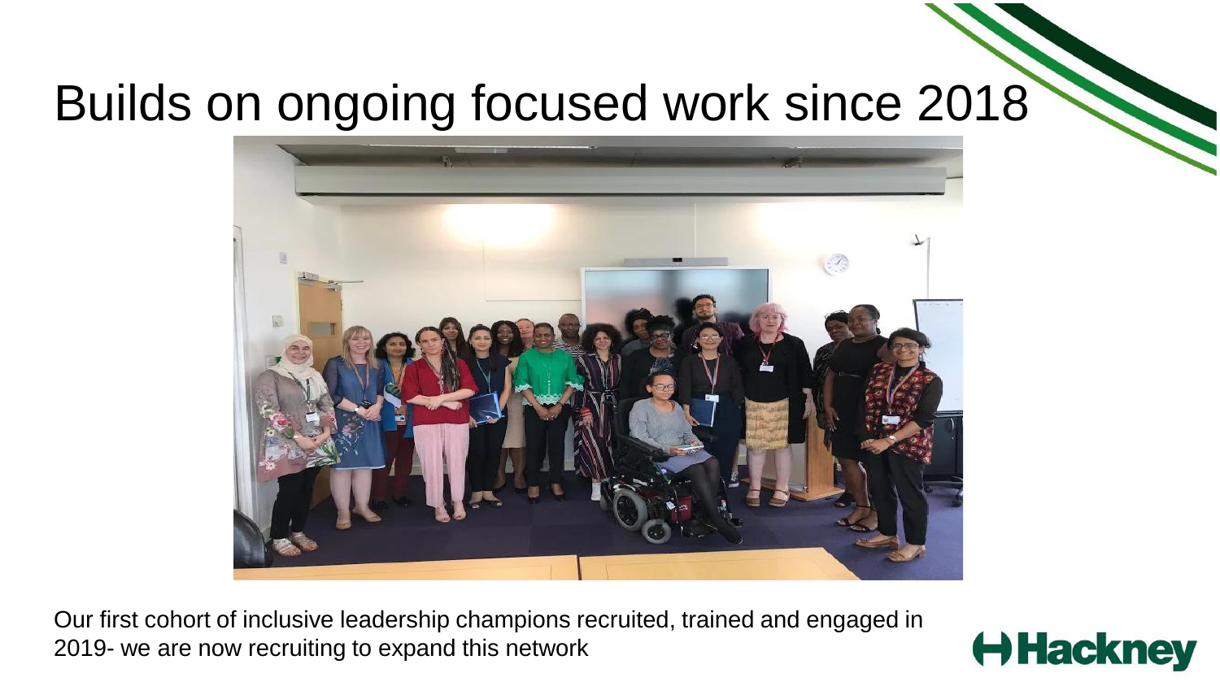# Builds on ongoing focused work since 2018

Our first cohort of inclusive leadership champions recruited, trained and engaged in 2019- we are now recruiting to expand this network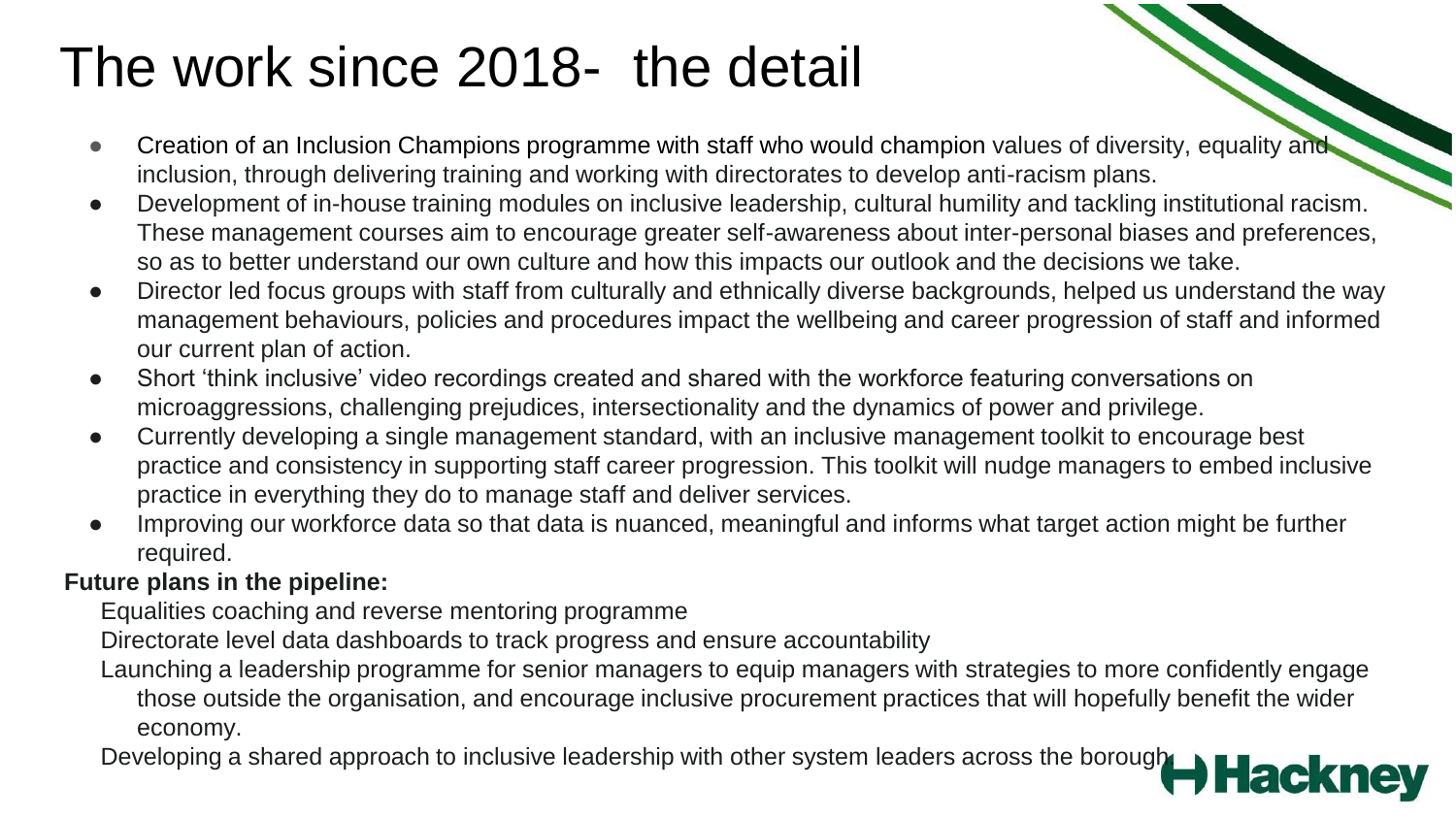# The work since 2018- the detail

- Creation of an Inclusion Champions programme with staff who would champion values of diversity, equality and inclusion, through delivering training and working with directorates to develop anti-racism plans.
- Development of in-house training modules on inclusive leadership, cultural humility and tackling institutional racism. These management courses aim to encourage greater self-awareness about inter-personal biases and preferences, so as to better understand our own culture and how this impacts our outlook and the decisions we take.
- Director led focus groups with staff from culturally and ethnically diverse backgrounds, helped us understand the way management behaviours, policies and procedures impact the wellbeing and career progression of staff and informed our current plan of action.
- Short 'think inclusive' video recordings created and shared with the workforce featuring conversations on microaggressions, challenging prejudices, intersectionality and the dynamics of power and privilege.
- Currently developing a single management standard, with an inclusive management toolkit to encourage best practice and consistency in supporting staff career progression. This toolkit will nudge managers to embed inclusive practice in everything they do to manage staff and deliver services.
- Improving our workforce data so that data is nuanced, meaningful and informs what target action might be further required.

**Future plans in the pipeline:**

Equalities coaching and reverse mentoring programme

Directorate level data dashboards to track progress and ensure accountability

Launching a leadership programme for senior managers to equip managers with strategies to more confidently engage those outside the organisation, and encourage inclusive procurement practices that will hopefully benefit the wider economy.

Developing a shared approach to inclusive leadership with other system leaders across the borough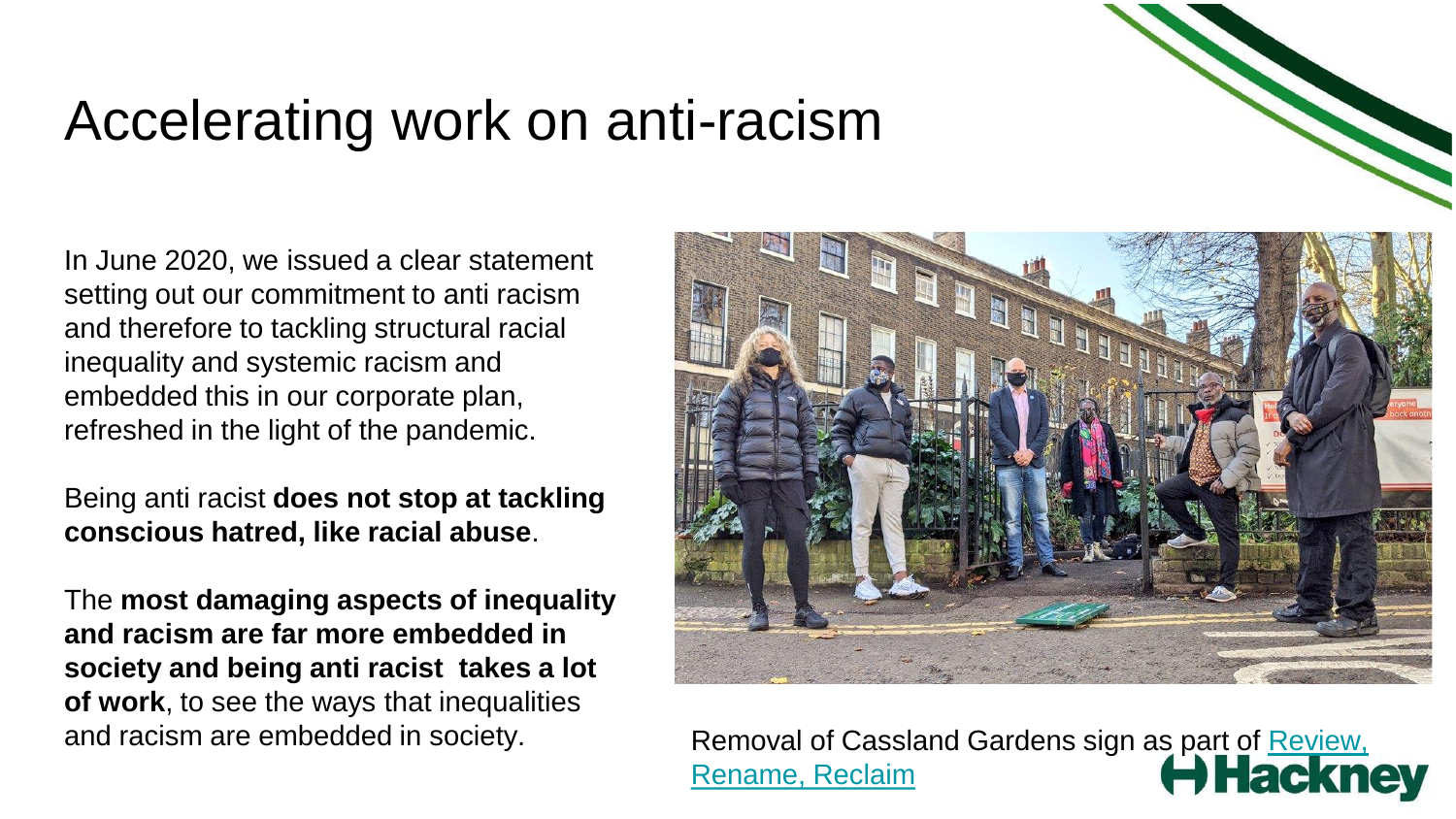# Accelerating work on anti-racism

In June 2020, we issued a clear statement setting out our commitment to anti racism and therefore to tackling structural racial inequality and systemic racism and embedded this in our corporate plan, refreshed in the light of the pandemic.

Being anti racist **does not stop at tackling conscious hatred, like racial abuse**.

The **most damaging aspects of inequality and racism are far more embedded in society and being anti racist takes a lot of work**, to see the ways that inequalities and racism are embedded in society.

Removal of Cassland Gardens sign as part of [Review, Rename, Reclaim]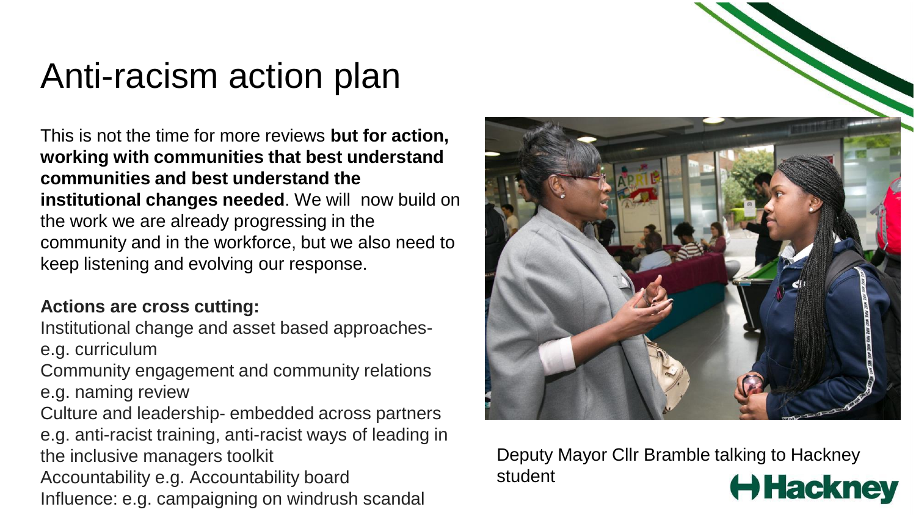# Anti-racism action plan

This is not the time for more reviews **but for action, working with communities that best understand communities and best understand the institutional changes needed**. We will now build on the work we are already progressing in the community and in the workforce, but we also need to keep listening and evolving our response.

**Actions are cross cutting:**

Institutional change and asset based approaches- e.g. curriculum

Community engagement and community relations e.g. naming review

Culture and leadership- embedded across partners e.g. anti-racist training, anti-racist ways of leading in the inclusive managers toolkit

Accountability e.g. Accountability board

Influence: e.g. campaigning on windrush scandal

Deputy Mayor Cllr Bramble talking to Hackney student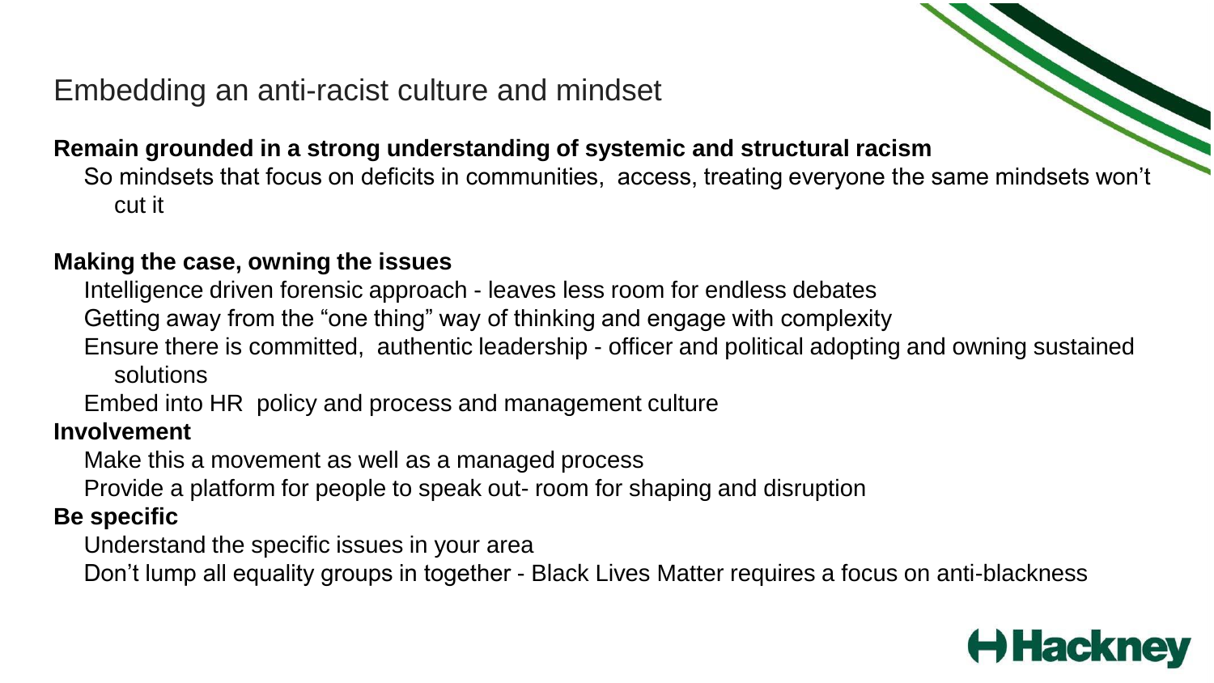# Embedding an anti-racist culture and mindset

**Remain grounded in a strong understanding of systemic and structural racism**

So mindsets that focus on deficits in communities, access, treating everyone the same mindsets won't cut it

**Making the case, owning the issues**

Intelligence driven forensic approach - leaves less room for endless debates

Getting away from the "one thing" way of thinking and engage with complexity

Ensure there is committed, authentic leadership - officer and political adopting and owning sustained solutions

Embed into HR policy and process and management culture

**Involvement**

Make this a movement as well as a managed process

Provide a platform for people to speak out- room for shaping and disruption

**Be specific**

Understand the specific issues in your area

Don't lump all equality groups in together - Black Lives Matter requires a focus on anti-blackness